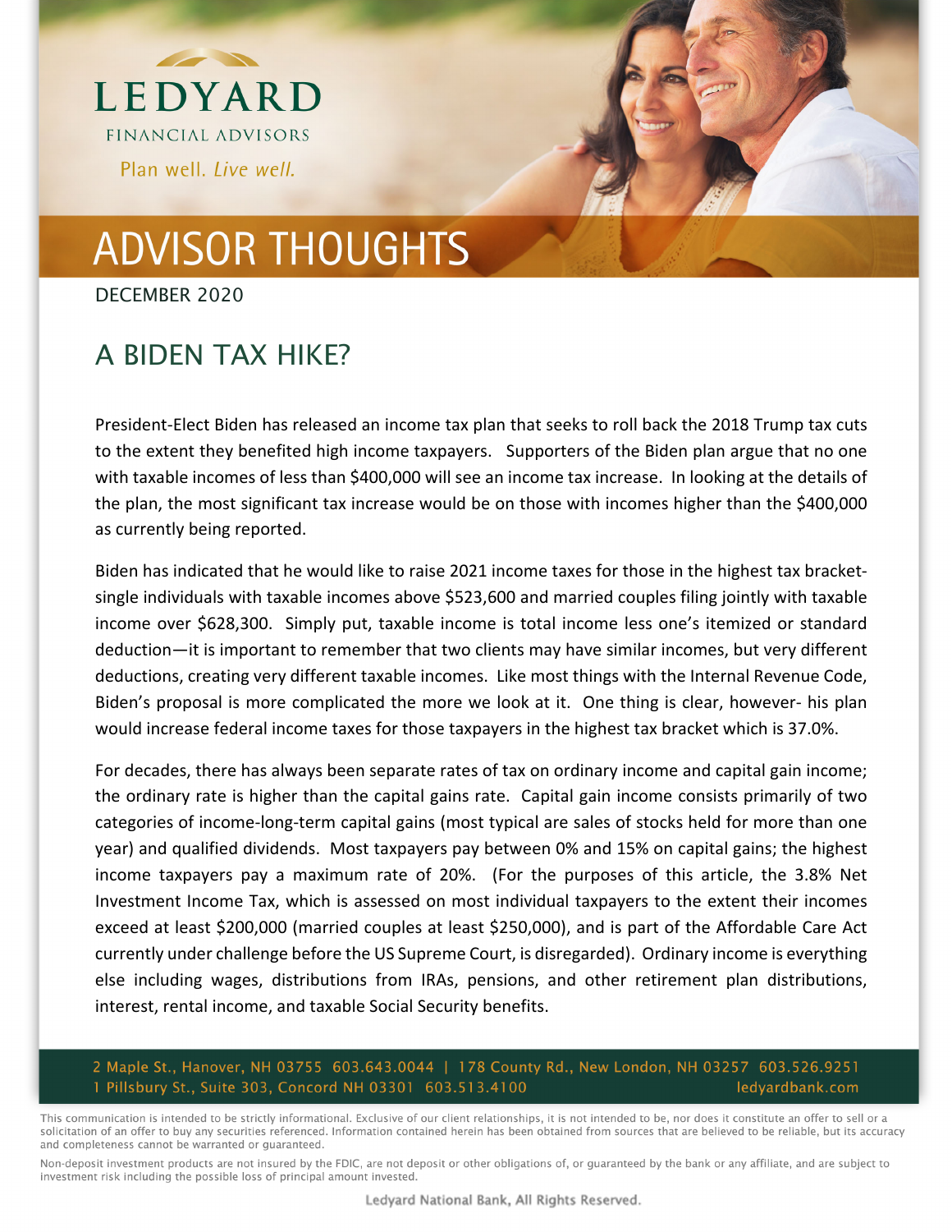LEDYARD

FINANCIAL ADVISORS

Plan well. *Live well.*

# ADVISOR THOUGHTS

DECEMBER 2020

## A BIDEN TAX HIKE?

President-Elect Biden has released an income tax plan that seeks to roll back the 2018 Trump tax cuts to the extent they benefited high income taxpayers. Supporters of the Biden plan argue that no one with taxable incomes of less than $400,000 will see an income tax increase. In looking at the details of the plan, the most significant tax increase would be on those with incomes higher than the $400,000 as currently being reported.

Biden has indicated that he would like to raise 2021 income taxes for those in the highest tax bracket- single individuals with taxable incomes above $523,600 and married couples filing jointly with taxable income over $628,300. Simply put, taxable income is total income less one's itemized or standard deduction—it is important to remember that two clients may have similar incomes, but very different deductions, creating very different taxable incomes. Like most things with the Internal Revenue Code, Biden's proposal is more complicated the more we look at it. One thing is clear, however- his plan would increase federal income taxes for those taxpayers in the highest tax bracket which is 37.0%.

For decades, there has always been separate rates of tax on ordinary income and capital gain income; the ordinary rate is higher than the capital gains rate. Capital gain income consists primarily of two categories of income-long-term capital gains (most typical are sales of stocks held for more than one year) and qualified dividends. Most taxpayers pay between 0% and 15% on capital gains; the highest income taxpayers pay a maximum rate of 20%. (For the purposes of this article, the 3.8% Net Investment Income Tax, which is assessed on most individual taxpayers to the extent their incomes exceed at least $200,000 (married couples at least $250,000), and is part of the Affordable Care Act currently under challenge before the US Supreme Court, is disregarded). Ordinary income is everything else including wages, distributions from IRAs, pensions, and other retirement plan distributions, interest, rental income, and taxable Social Security benefits.

2 Maple St., Hanover, NH 03755 603.643.0044 | 178 County Rd., New London, NH 03257 603.526.9251
1 Pillsbury St., Suite 303, Concord NH 03301 603.513.4100 ledyardbank.com

This communication is intended to be strictly informational. Exclusive of our client relationships, it is not intended to be, nor does it constitute an offer to sell or a solicitation of an offer to buy any securities referenced. Information contained herein has been obtained from sources that are believed to be reliable, but its accuracy and completeness cannot be warranted or guaranteed.

Non-deposit investment products are not insured by the FDIC, are not deposit or other obligations of, or guaranteed by the bank or any affiliate, and are subject to investment risk including the possible loss of principal amount invested.

Ledyard National Bank, All Rights Reserved.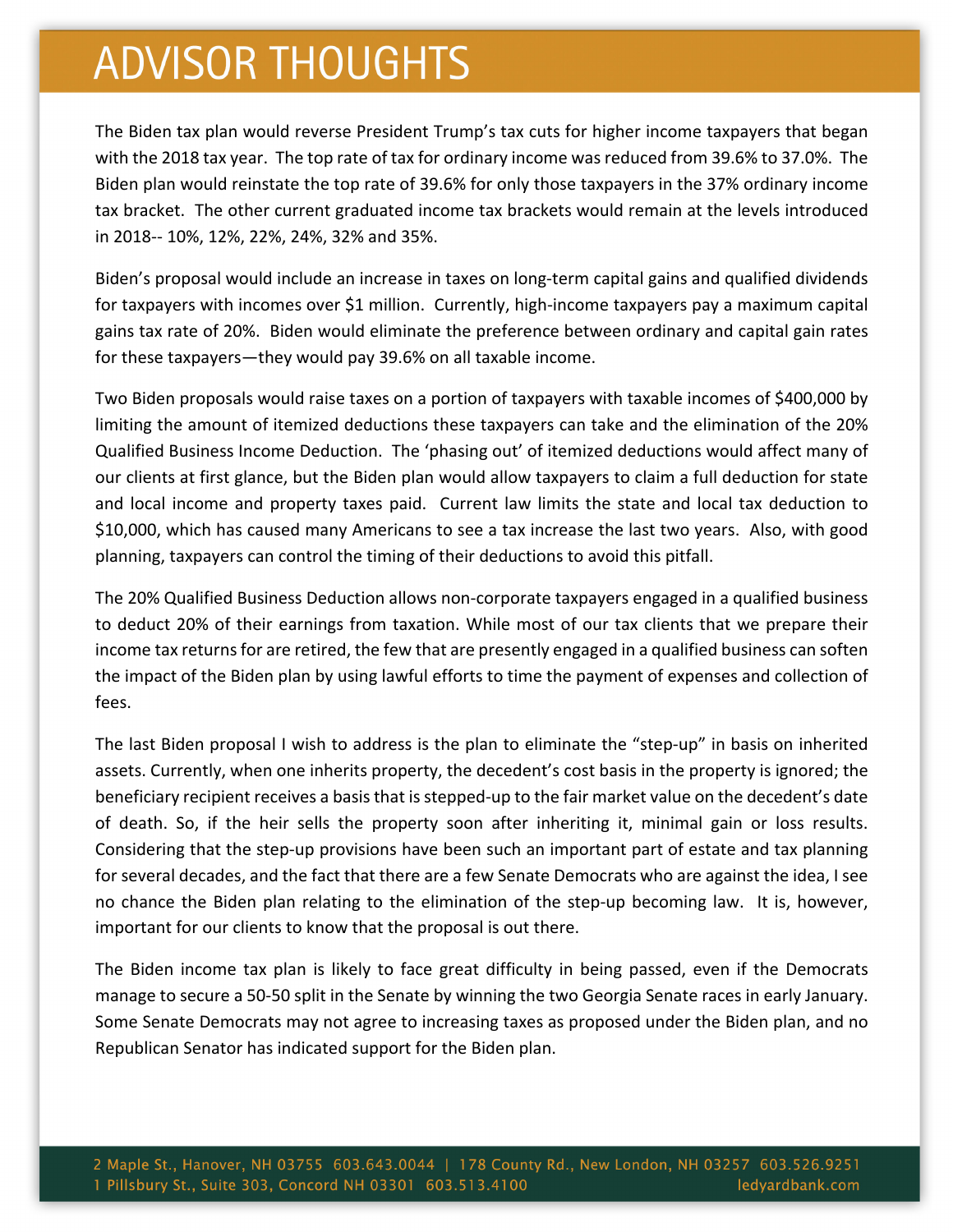# ADVISOR THOUGHTS

The Biden tax plan would reverse President Trump's tax cuts for higher income taxpayers that began with the 2018 tax year. The top rate of tax for ordinary income was reduced from 39.6% to 37.0%. The Biden plan would reinstate the top rate of 39.6% for only those taxpayers in the 37% ordinary income tax bracket. The other current graduated income tax brackets would remain at the levels introduced in 2018-- 10%, 12%, 22%, 24%, 32% and 35%.

Biden's proposal would include an increase in taxes on long-term capital gains and qualified dividends for taxpayers with incomes over $1 million. Currently, high-income taxpayers pay a maximum capital gains tax rate of 20%. Biden would eliminate the preference between ordinary and capital gain rates for these taxpayers—they would pay 39.6% on all taxable income.

Two Biden proposals would raise taxes on a portion of taxpayers with taxable incomes of $400,000 by limiting the amount of itemized deductions these taxpayers can take and the elimination of the 20% Qualified Business Income Deduction. The 'phasing out' of itemized deductions would affect many of our clients at first glance, but the Biden plan would allow taxpayers to claim a full deduction for state and local income and property taxes paid. Current law limits the state and local tax deduction to $10,000, which has caused many Americans to see a tax increase the last two years. Also, with good planning, taxpayers can control the timing of their deductions to avoid this pitfall.

The 20% Qualified Business Deduction allows non-corporate taxpayers engaged in a qualified business to deduct 20% of their earnings from taxation. While most of our tax clients that we prepare their income tax returns for are retired, the few that are presently engaged in a qualified business can soften the impact of the Biden plan by using lawful efforts to time the payment of expenses and collection of fees.

The last Biden proposal I wish to address is the plan to eliminate the "step-up" in basis on inherited assets. Currently, when one inherits property, the decedent's cost basis in the property is ignored; the beneficiary recipient receives a basis that is stepped-up to the fair market value on the decedent's date of death. So, if the heir sells the property soon after inheriting it, minimal gain or loss results. Considering that the step-up provisions have been such an important part of estate and tax planning for several decades, and the fact that there are a few Senate Democrats who are against the idea, I see no chance the Biden plan relating to the elimination of the step-up becoming law. It is, however, important for our clients to know that the proposal is out there.

The Biden income tax plan is likely to face great difficulty in being passed, even if the Democrats manage to secure a 50-50 split in the Senate by winning the two Georgia Senate races in early January. Some Senate Democrats may not agree to increasing taxes as proposed under the Biden plan, and no Republican Senator has indicated support for the Biden plan.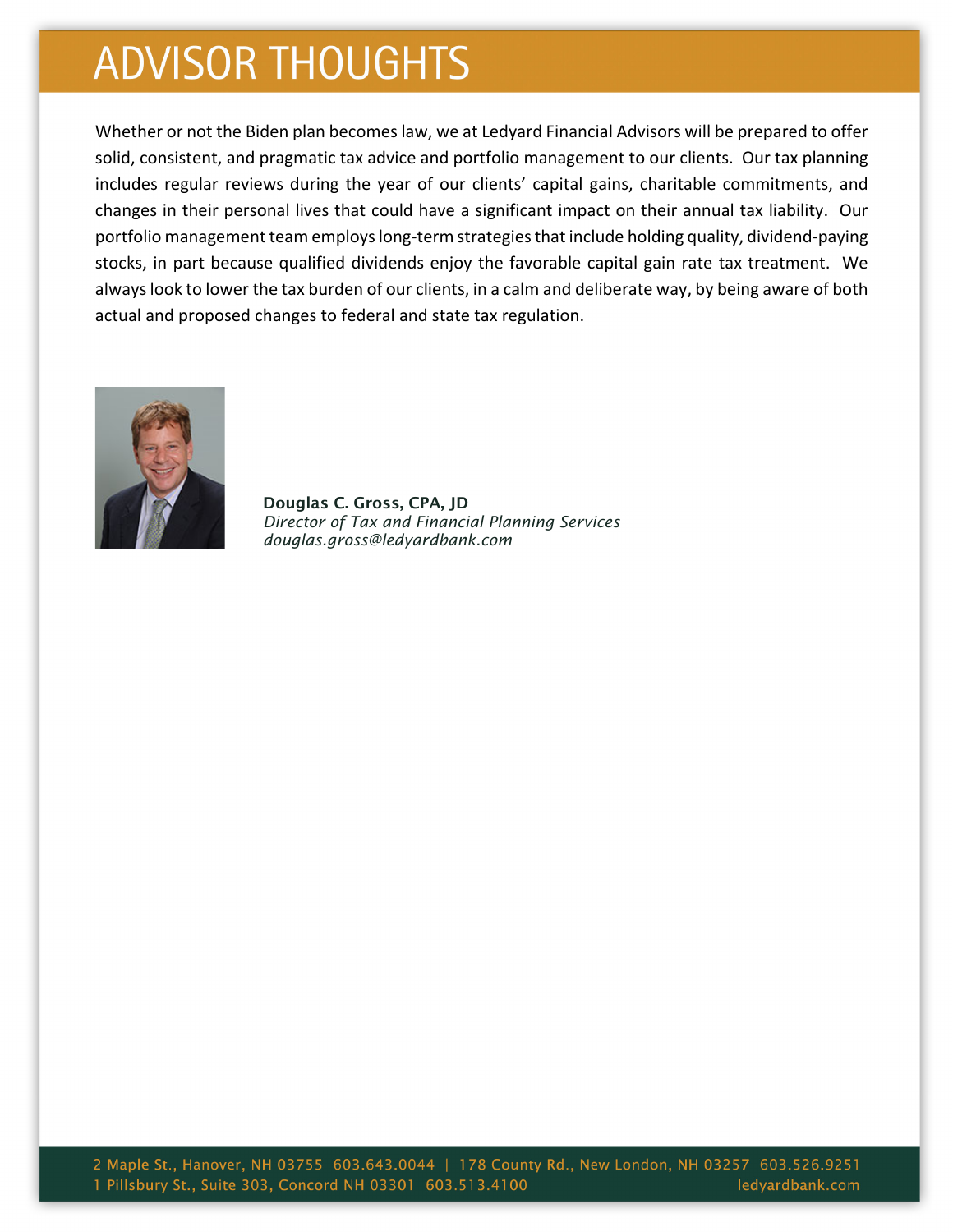# ADVISOR THOUGHTS

Whether or not the Biden plan becomes law, we at Ledyard Financial Advisors will be prepared to offer solid, consistent, and pragmatic tax advice and portfolio management to our clients. Our tax planning includes regular reviews during the year of our clients' capital gains, charitable commitments, and changes in their personal lives that could have a significant impact on their annual tax liability. Our portfolio management team employs long-term strategies that include holding quality, dividend-paying stocks, in part because qualified dividends enjoy the favorable capital gain rate tax treatment. We always look to lower the tax burden of our clients, in a calm and deliberate way, by being aware of both actual and proposed changes to federal and state tax regulation.

**Douglas C. Gross, CPA, JD**
*Director of Tax and Financial Planning Services*
*douglas.gross@ledyardbank.com*

2 Maple St., Hanover, NH 03755 603.643.0044 | 178 County Rd., New London, NH 03257 603.526.9251
1 Pillsbury St., Suite 303, Concord NH 03301 603.513.4100 ledyardbank.com